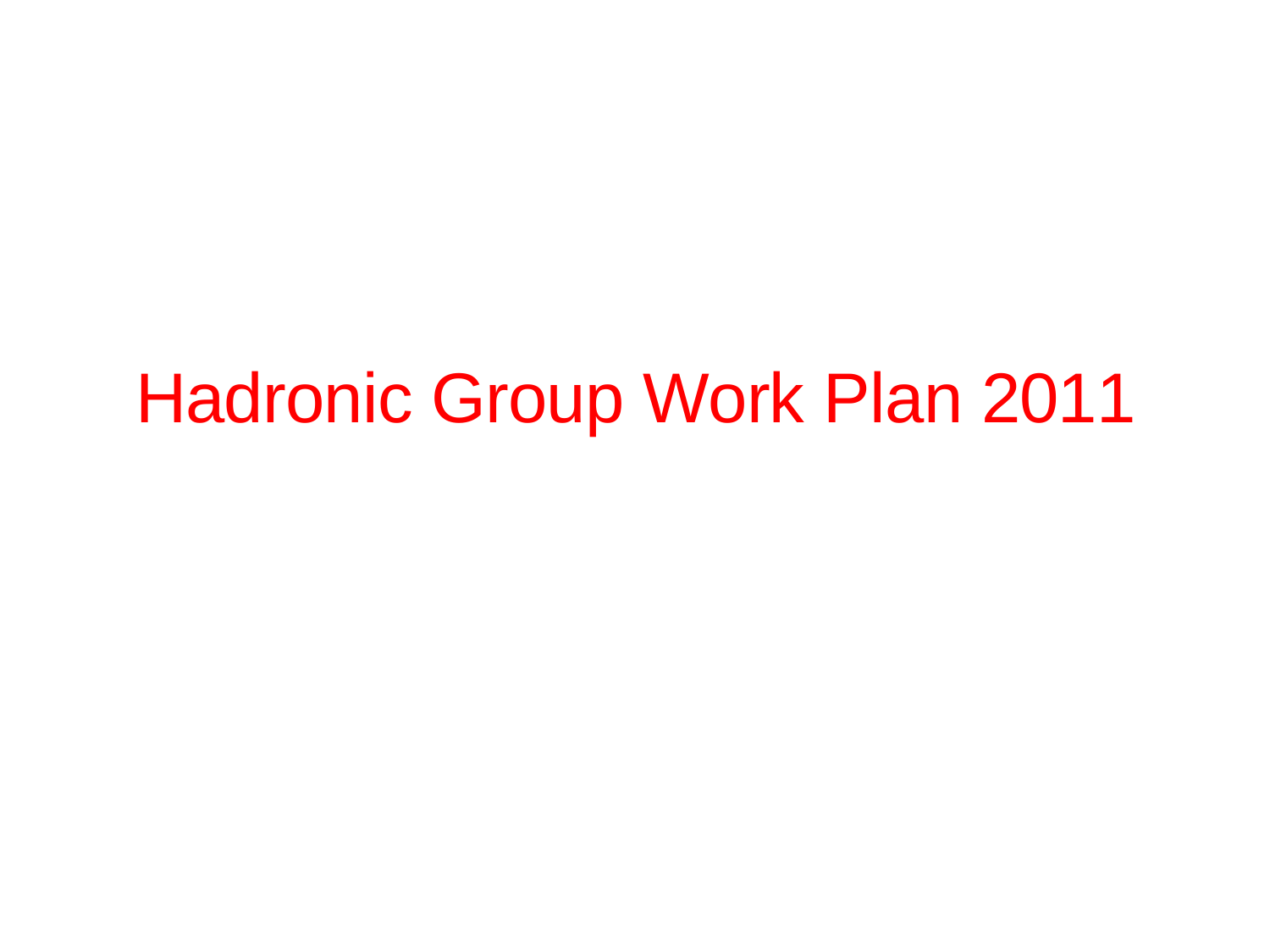# Hadronic Group Work Plan 2011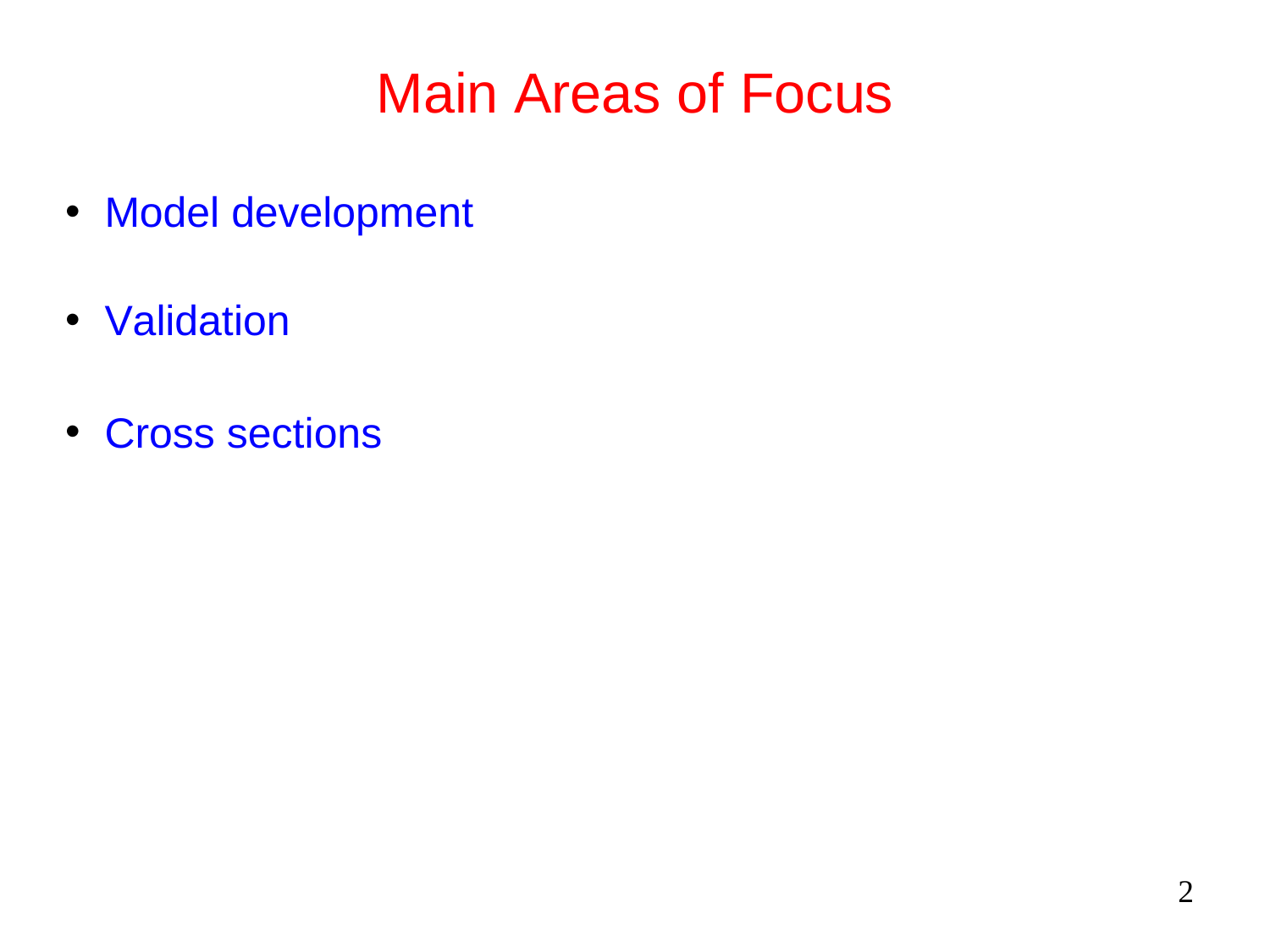# Main Areas of Focus

- Model development
- Validation
- Cross sections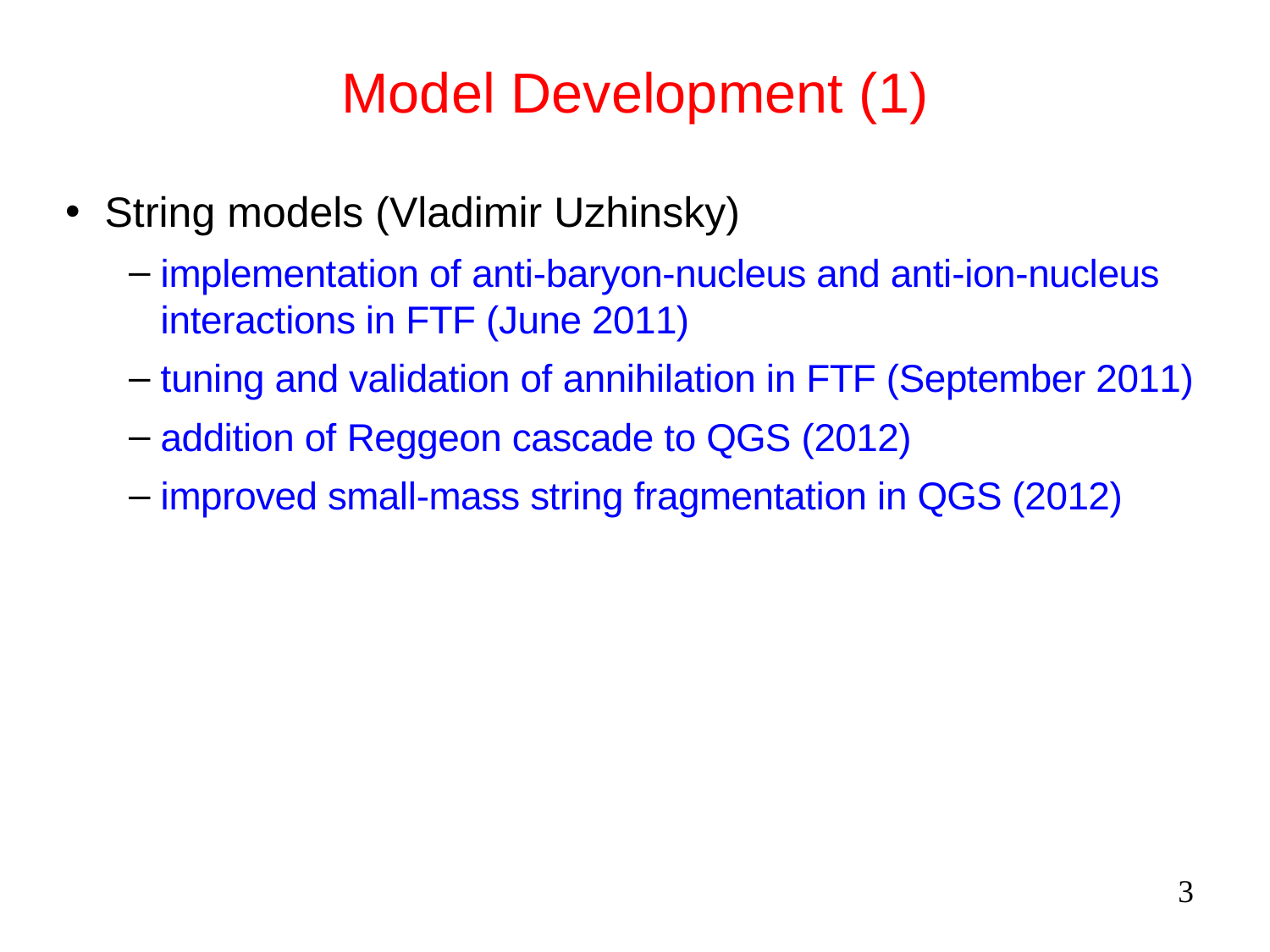# Model Development (1)

- String models (Vladimir Uzhinsky)
  - implementation of anti-baryon-nucleus and anti-ion-nucleus interactions in FTF (June 2011)
  - tuning and validation of annihilation in FTF (September 2011)
  - addition of Reggeon cascade to QGS (2012)
  - improved small-mass string fragmentation in QGS (2012)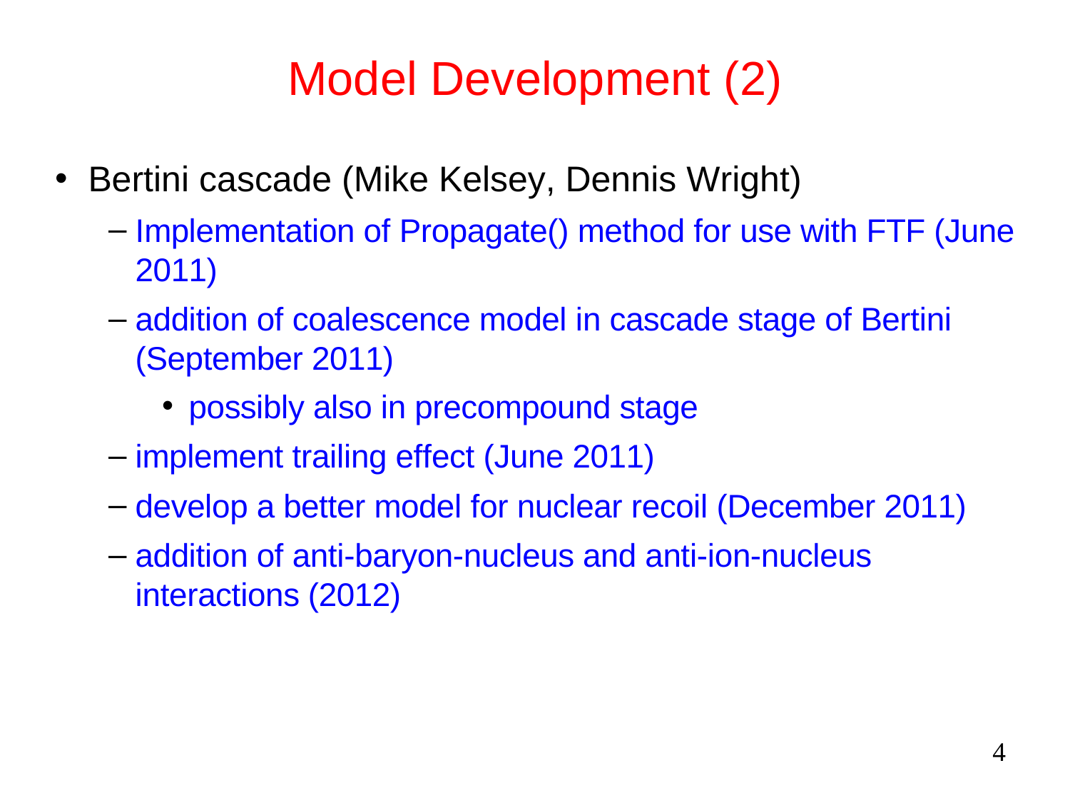# Model Development (2)

- Bertini cascade (Mike Kelsey, Dennis Wright)
  - Implementation of Propagate() method for use with FTF (June 2011)
  - addition of coalescence model in cascade stage of Bertini (September 2011)
    - possibly also in precompound stage
  - implement trailing effect (June 2011)
  - develop a better model for nuclear recoil (December 2011)
  - addition of anti-baryon-nucleus and anti-ion-nucleus interactions (2012)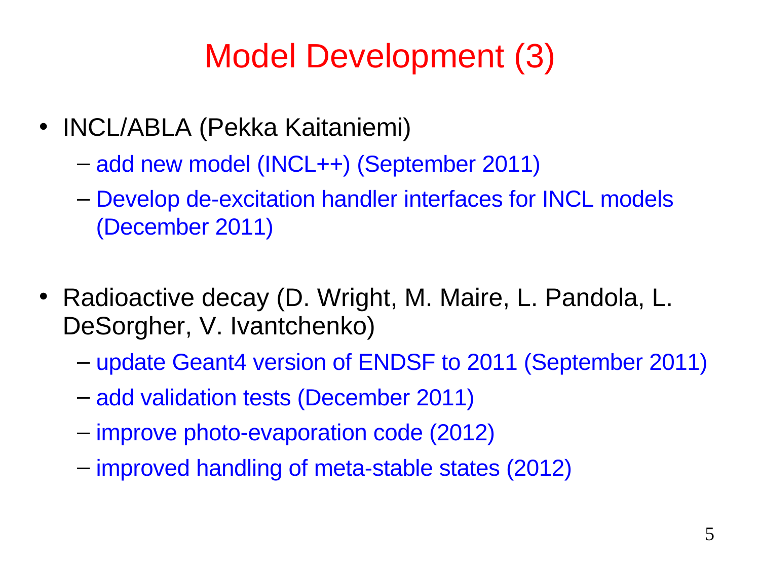# Model Development (3)

- INCL/ABLA (Pekka Kaitaniemi)
  - add new model (INCL++) (September 2011)
  - Develop de-excitation handler interfaces for INCL models (December 2011)

- Radioactive decay (D. Wright, M. Maire, L. Pandola, L. DeSorgher, V. Ivantchenko)
  - update Geant4 version of ENDSF to 2011 (September 2011)
  - add validation tests (December 2011)
  - improve photo-evaporation code (2012)
  - improved handling of meta-stable states (2012)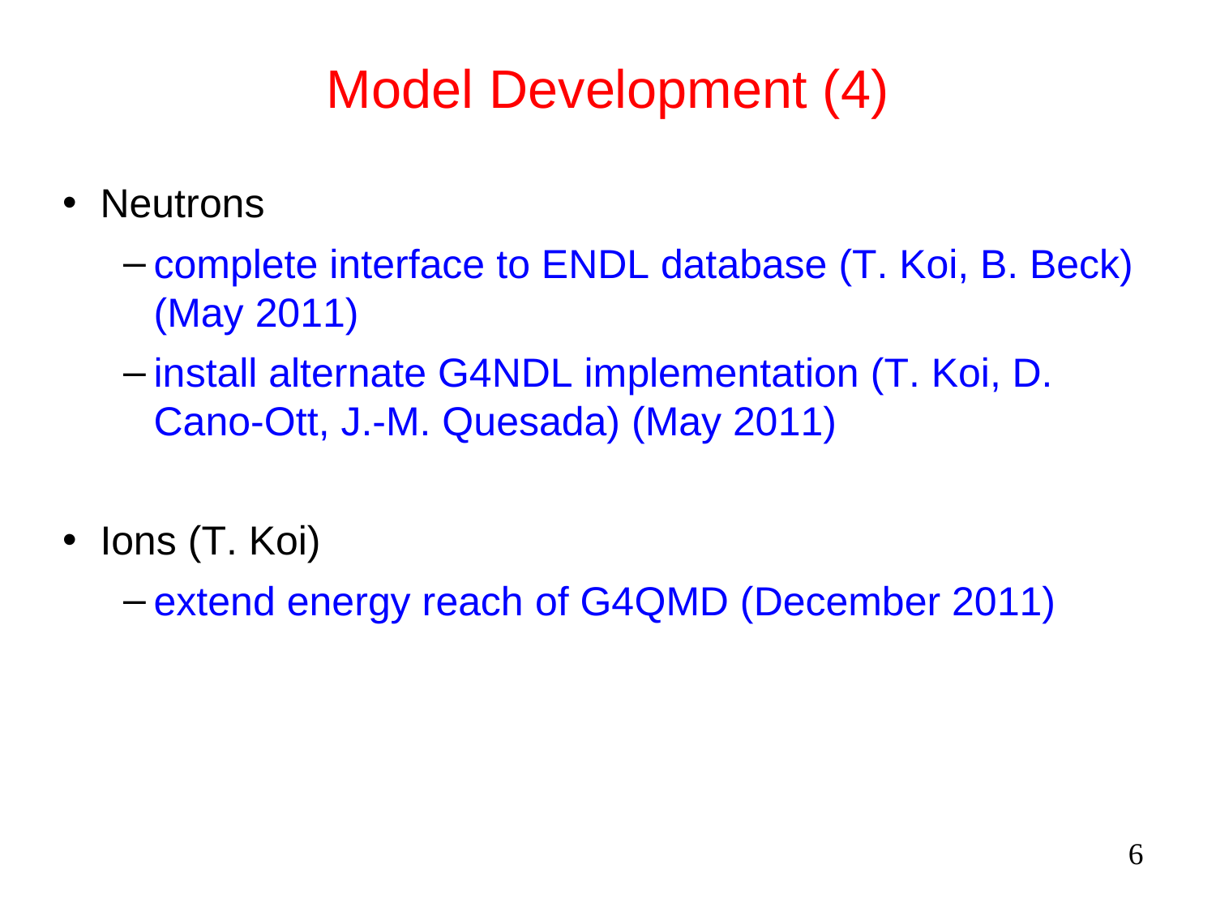# Model Development (4)

- Neutrons
  - complete interface to ENDL database (T. Koi, B. Beck) (May 2011)
  - install alternate G4NDL implementation (T. Koi, D. Cano-Ott, J.-M. Quesada) (May 2011)

- Ions (T. Koi)
  - extend energy reach of G4QMD (December 2011)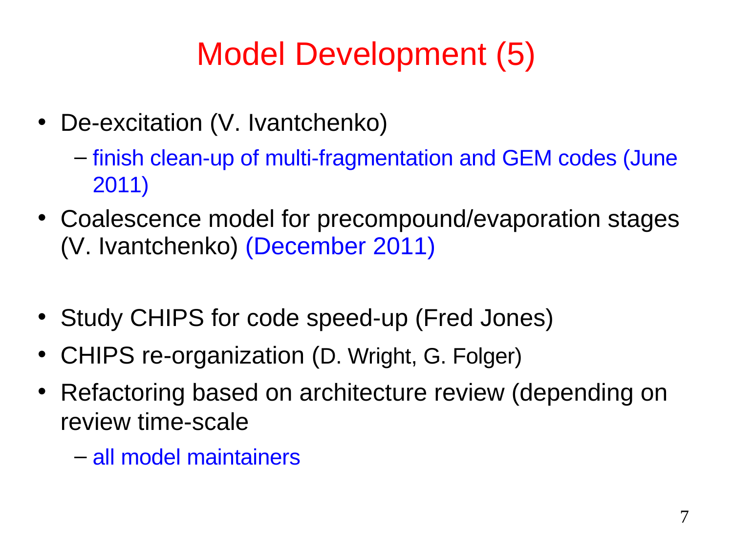# Model Development (5)

- De-excitation (V. Ivantchenko)
  - finish clean-up of multi-fragmentation and GEM codes (June 2011)
- Coalescence model for precompound/evaporation stages (V. Ivantchenko) (December 2011)

- Study CHIPS for code speed-up (Fred Jones)
- CHIPS re-organization (D. Wright, G. Folger)
- Refactoring based on architecture review (depending on review time-scale
  - all model maintainers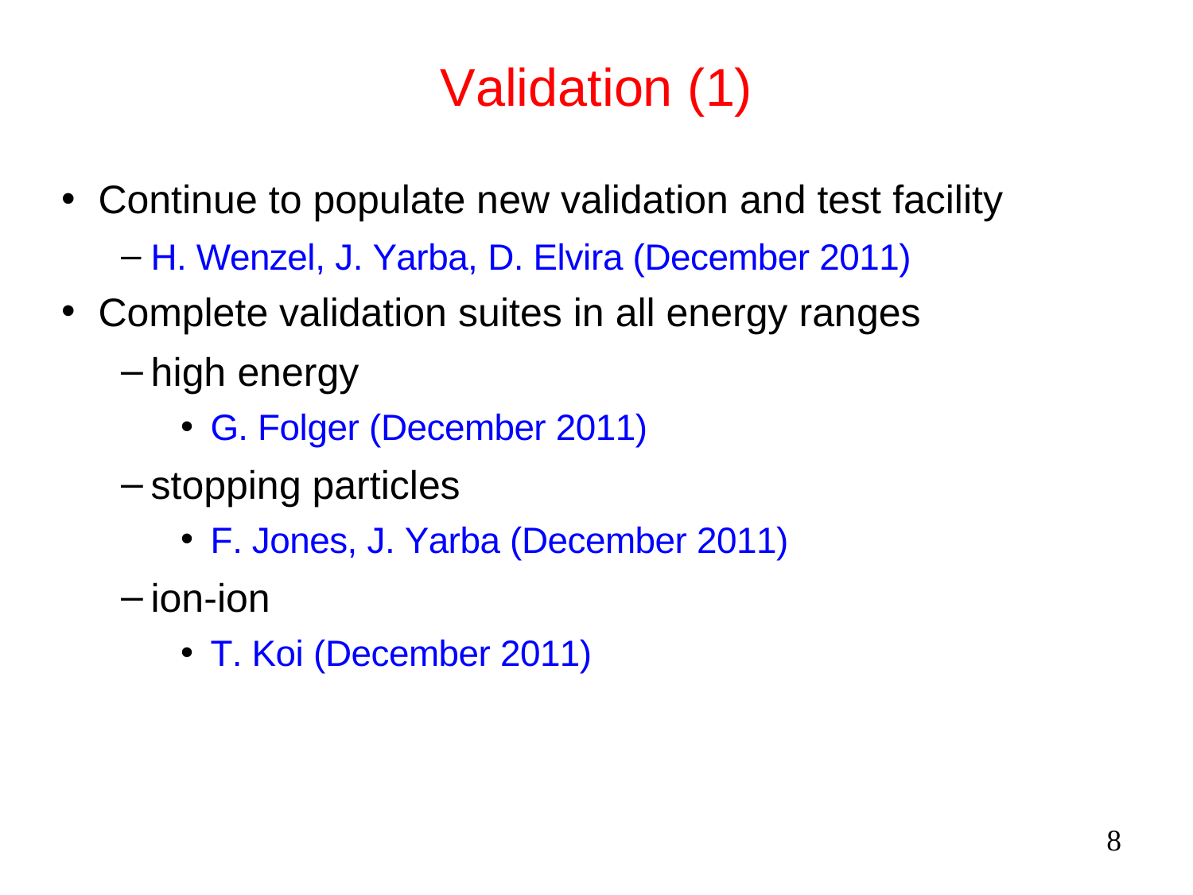# Validation (1)

- Continue to populate new validation and test facility
  - H. Wenzel, J. Yarba, D. Elvira (December 2011)
- Complete validation suites in all energy ranges
  - high energy
    - G. Folger (December 2011)
  - stopping particles
    - F. Jones, J. Yarba (December 2011)
  - ion-ion
    - T. Koi (December 2011)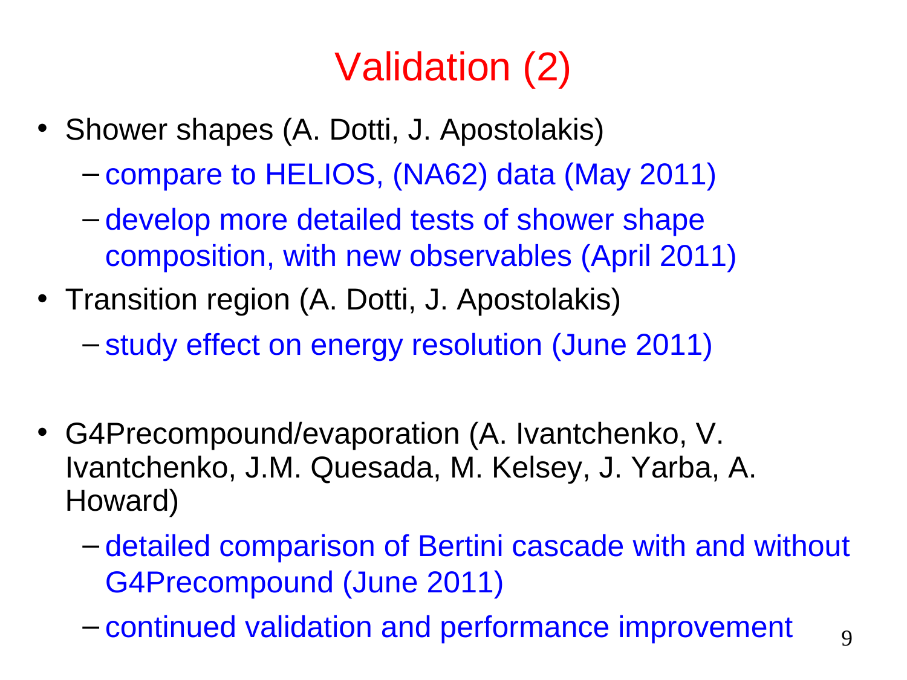# Validation (2)

- Shower shapes (A. Dotti, J. Apostolakis)
  - compare to HELIOS, (NA62) data (May 2011)
  - develop more detailed tests of shower shape composition, with new observables (April 2011)
- Transition region (A. Dotti, J. Apostolakis)
  - study effect on energy resolution (June 2011)
- G4Precompound/evaporation (A. Ivantchenko, V. Ivantchenko, J.M. Quesada, M. Kelsey, J. Yarba, A. Howard)
  - detailed comparison of Bertini cascade with and without G4Precompound (June 2011)
  - continued validation and performance improvement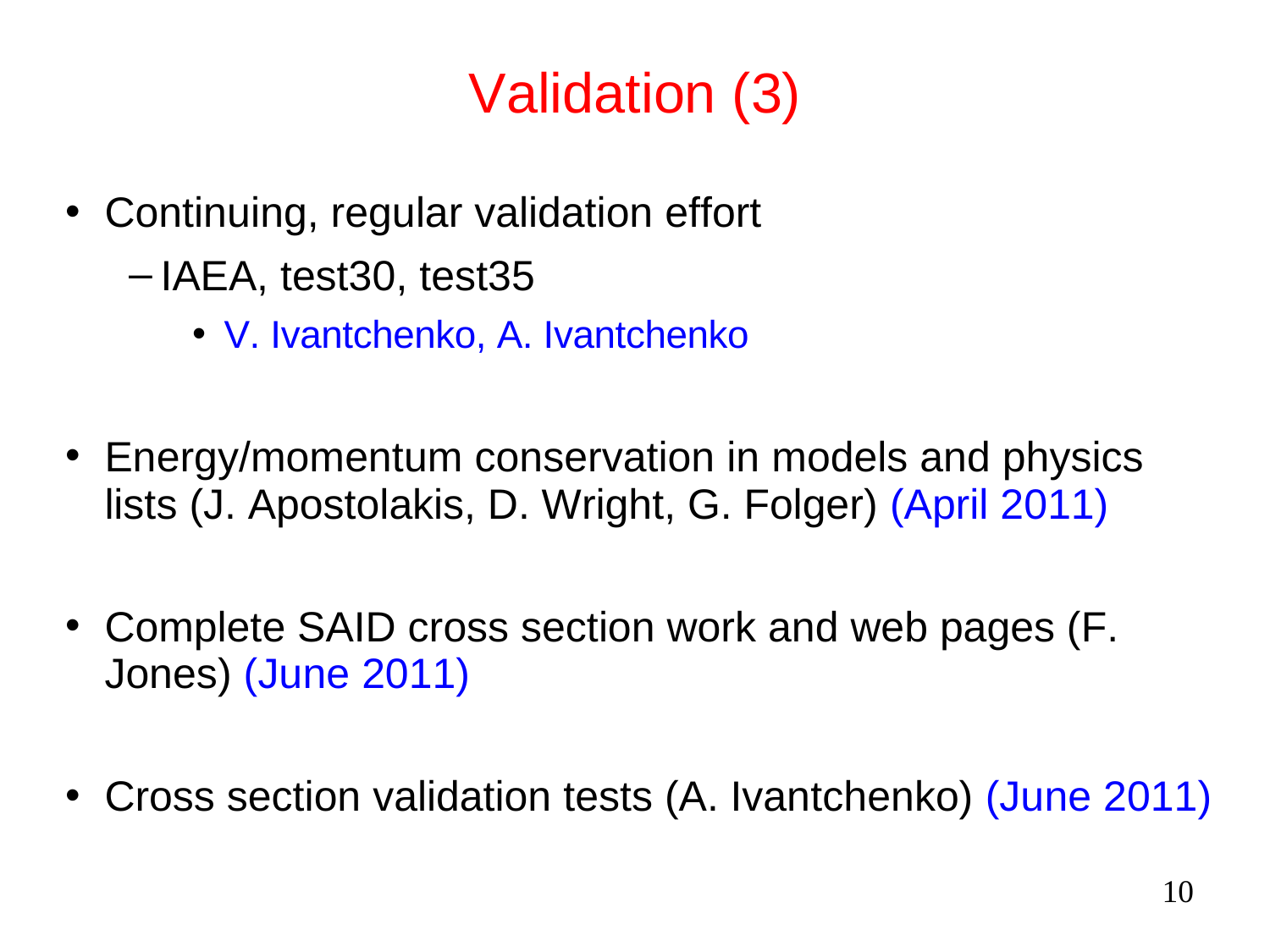# Validation (3)

- Continuing, regular validation effort
  - IAEA, test30, test35
    - V. Ivantchenko, A. Ivantchenko

- Energy/momentum conservation in models and physics lists (J. Apostolakis, D. Wright, G. Folger) (April 2011)

- Complete SAID cross section work and web pages (F. Jones) (June 2011)

- Cross section validation tests (A. Ivantchenko) (June 2011)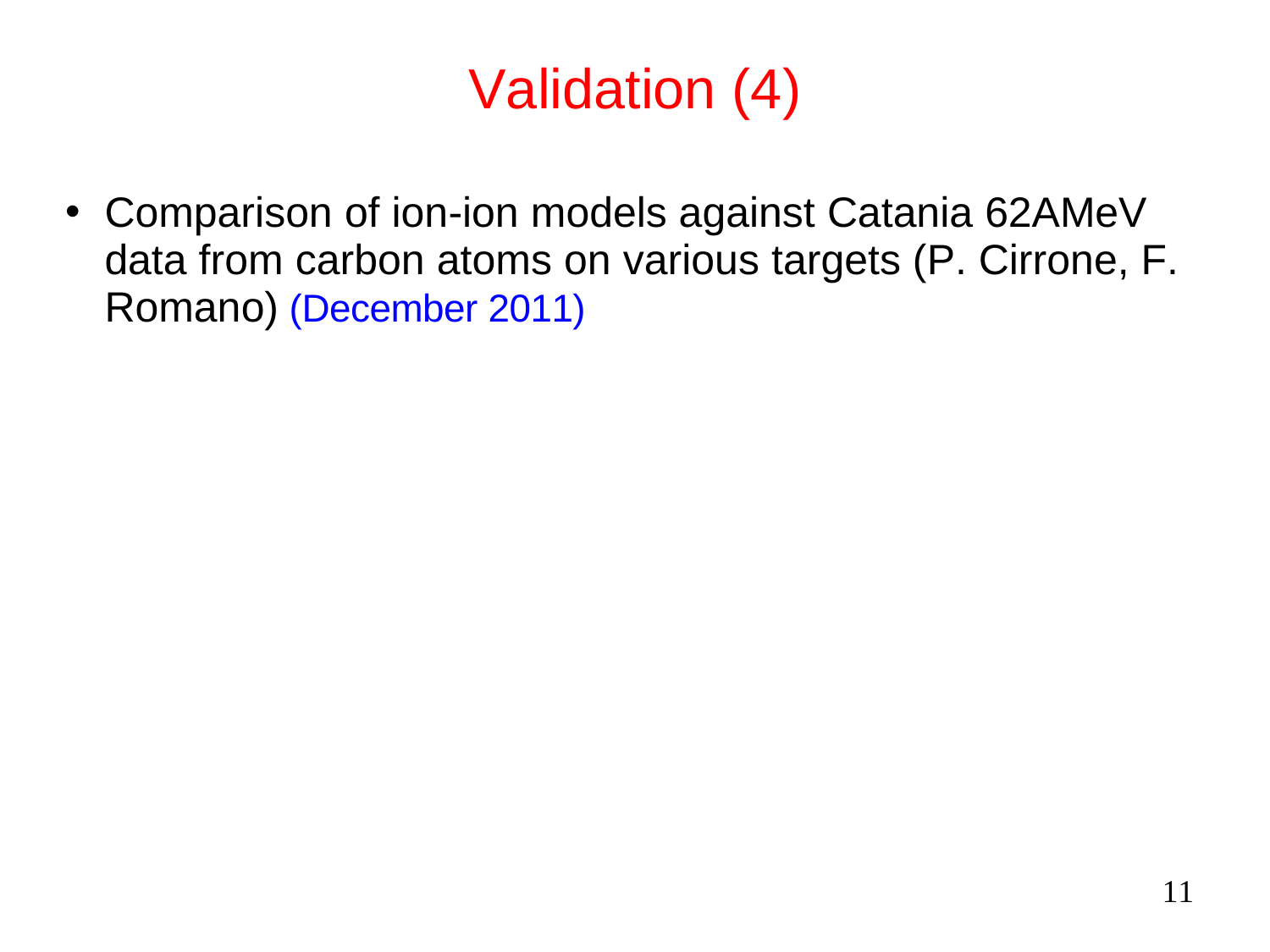# Validation (4)

- Comparison of ion-ion models against Catania 62AMeV data from carbon atoms on various targets (P. Cirrone, F. Romano) (December 2011)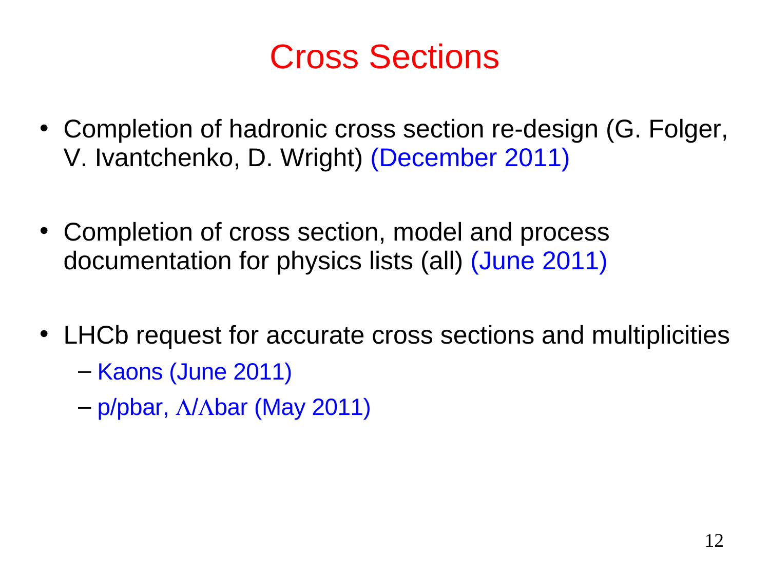# Cross Sections

- Completion of hadronic cross section re-design (G. Folger, V. Ivantchenko, D. Wright) (December 2011)

- Completion of cross section, model and process documentation for physics lists (all) (June 2011)

- LHCb request for accurate cross sections and multiplicities
  - Kaons (June 2011)
  - p/pbar, $\Lambda$/$\Lambda$bar (May 2011)